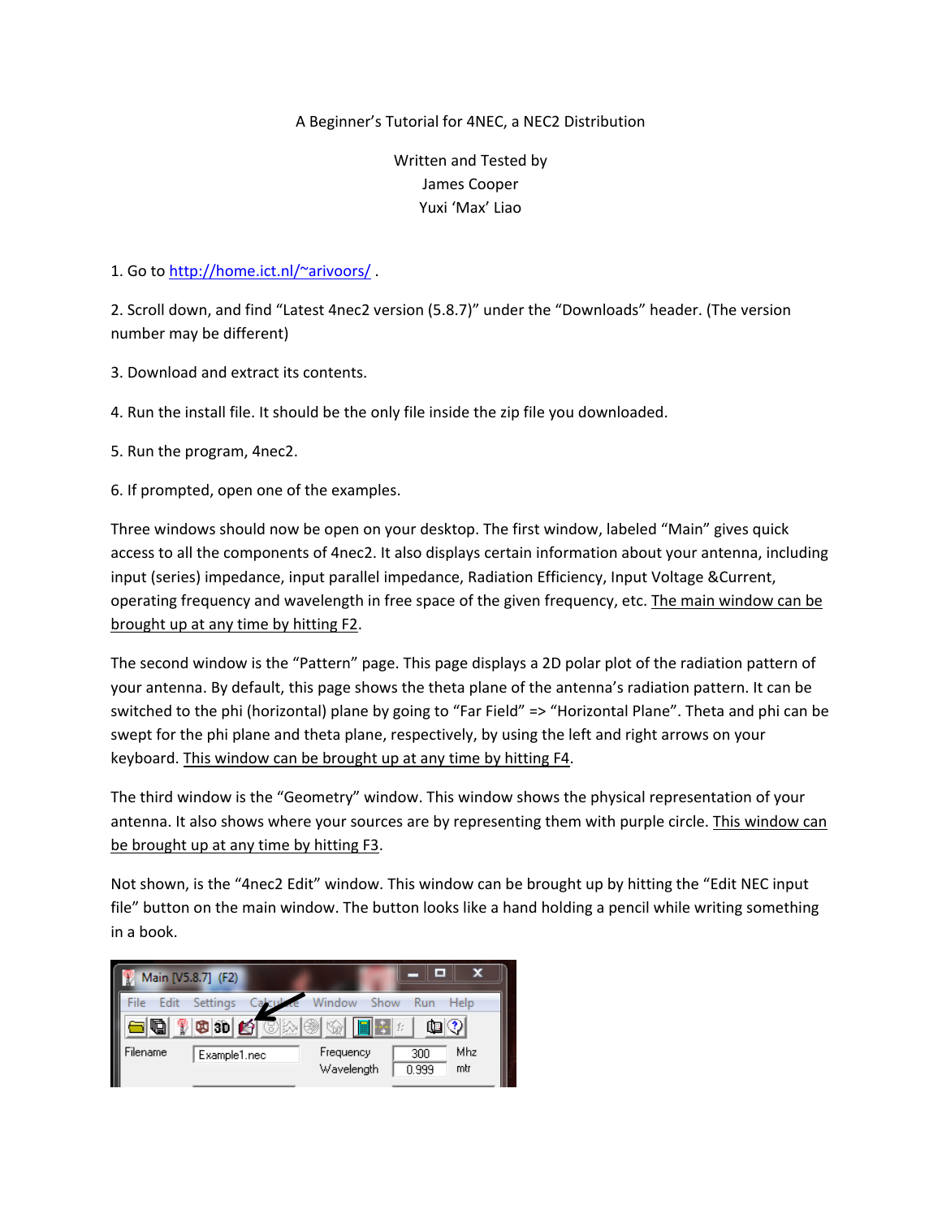A Beginner's Tutorial for 4NEC, a NEC2 Distribution

Written and Tested by
James Cooper
Yuxi 'Max' Liao

1. Go to http://home.ict.nl/~arivoors/ .

2. Scroll down, and find "Latest 4nec2 version (5.8.7)" under the "Downloads" header. (The version number may be different)

3. Download and extract its contents.

4. Run the install file. It should be the only file inside the zip file you downloaded.

5. Run the program, 4nec2.

6. If prompted, open one of the examples.

Three windows should now be open on your desktop. The first window, labeled "Main" gives quick access to all the components of 4nec2. It also displays certain information about your antenna, including input (series) impedance, input parallel impedance, Radiation Efficiency, Input Voltage &Current, operating frequency and wavelength in free space of the given frequency, etc. The main window can be brought up at any time by hitting F2.

The second window is the "Pattern" page. This page displays a 2D polar plot of the radiation pattern of your antenna. By default, this page shows the theta plane of the antenna's radiation pattern. It can be switched to the phi (horizontal) plane by going to "Far Field" => "Horizontal Plane". Theta and phi can be swept for the phi plane and theta plane, respectively, by using the left and right arrows on your keyboard. This window can be brought up at any time by hitting F4.

The third window is the "Geometry" window. This window shows the physical representation of your antenna. It also shows where your sources are by representing them with purple circle. This window can be brought up at any time by hitting F3.

Not shown, is the "4nec2 Edit" window. This window can be brought up by hitting the "Edit NEC input file" button on the main window. The button looks like a hand holding a pencil while writing something in a book.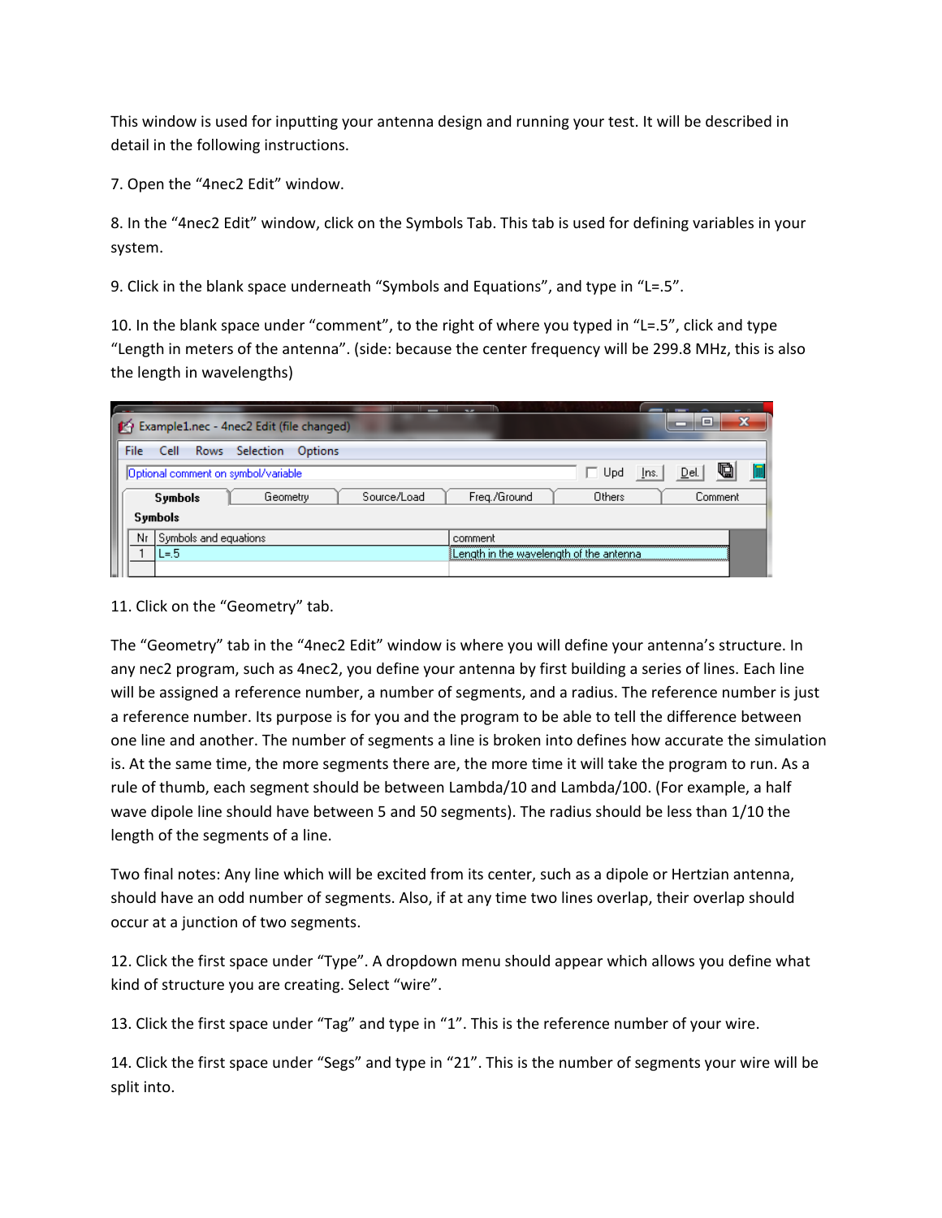This window is used for inputting your antenna design and running your test. It will be described in detail in the following instructions.

7. Open the "4nec2 Edit" window.

8. In the "4nec2 Edit" window, click on the Symbols Tab. This tab is used for defining variables in your system.

9. Click in the blank space underneath "Symbols and Equations", and type in "L=.5".

10. In the blank space under "comment", to the right of where you typed in "L=.5", click and type "Length in meters of the antenna". (side: because the center frequency will be 299.8 MHz, this is also the length in wavelengths)

11. Click on the "Geometry" tab.

The "Geometry" tab in the "4nec2 Edit" window is where you will define your antenna's structure. In any nec2 program, such as 4nec2, you define your antenna by first building a series of lines. Each line will be assigned a reference number, a number of segments, and a radius. The reference number is just a reference number. Its purpose is for you and the program to be able to tell the difference between one line and another. The number of segments a line is broken into defines how accurate the simulation is. At the same time, the more segments there are, the more time it will take the program to run. As a rule of thumb, each segment should be between Lambda/10 and Lambda/100. (For example, a half wave dipole line should have between 5 and 50 segments). The radius should be less than 1/10 the length of the segments of a line.

Two final notes: Any line which will be excited from its center, such as a dipole or Hertzian antenna, should have an odd number of segments. Also, if at any time two lines overlap, their overlap should occur at a junction of two segments.

12. Click the first space under "Type". A dropdown menu should appear which allows you define what kind of structure you are creating. Select "wire".

13. Click the first space under "Tag" and type in "1". This is the reference number of your wire.

14. Click the first space under "Segs" and type in "21". This is the number of segments your wire will be split into.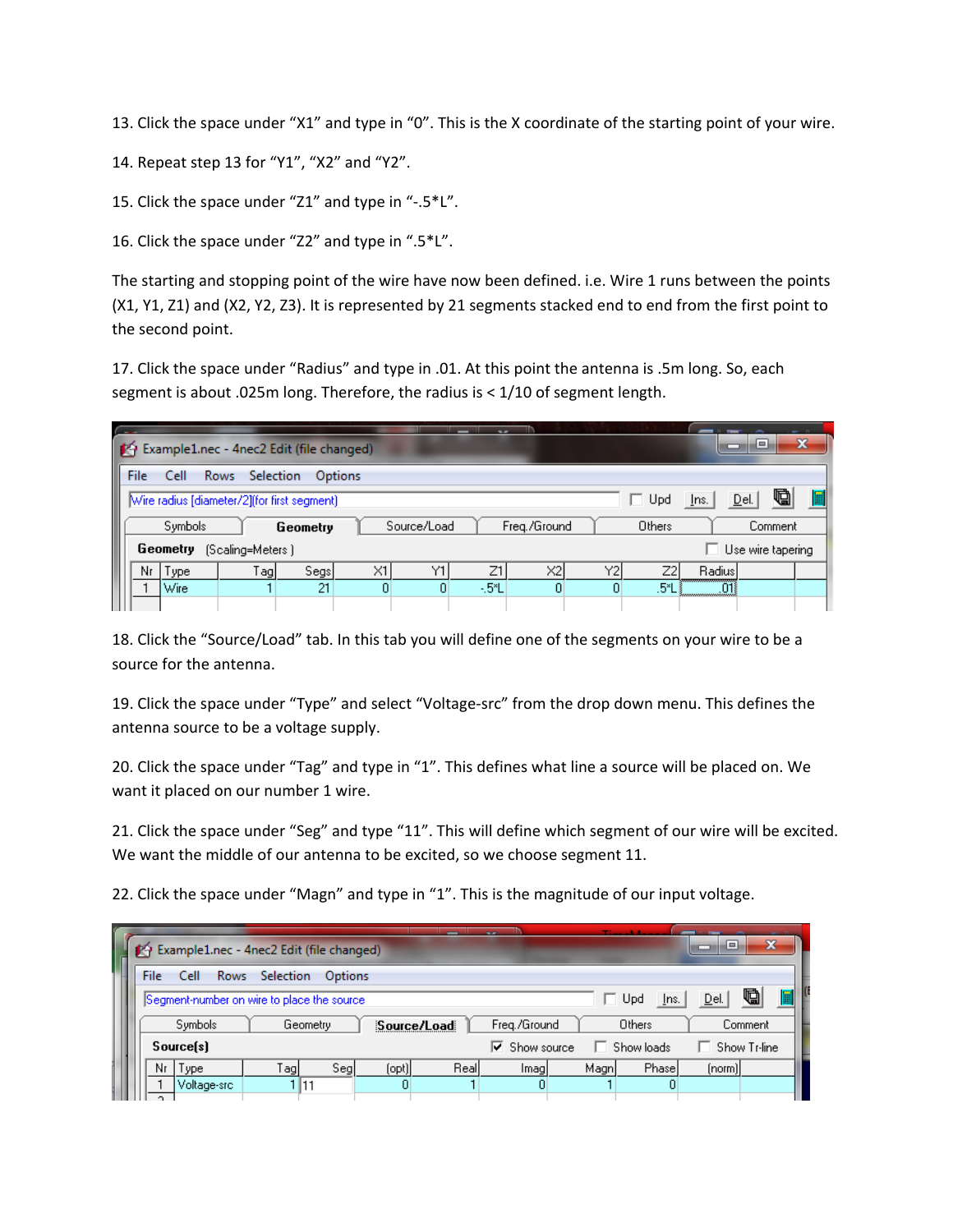13. Click the space under “X1” and type in “0”. This is the X coordinate of the starting point of your wire.

14. Repeat step 13 for “Y1”, “X2” and “Y2”.

15. Click the space under “Z1” and type in “-.5*L”.

16. Click the space under “Z2” and type in “.5*L”.

The starting and stopping point of the wire have now been defined. i.e. Wire 1 runs between the points (X1, Y1, Z1) and (X2, Y2, Z3). It is represented by 21 segments stacked end to end from the first point to the second point.

17. Click the space under “Radius” and type in .01. At this point the antenna is .5m long. So, each segment is about .025m long. Therefore, the radius is < 1/10 of segment length.

| Nr | Type | Tag | Segs | X1 | Y1 | Z1 | X2 | Y2 | Z2 | Radius |
|---|---|---|---|---|---|---|---|---|---|---|
| 1 | Wire | 1 | 21 | 0 | 0 | -.5*L | 0 | 0 | .5*L | .01 |

18. Click the “Source/Load” tab. In this tab you will define one of the segments on your wire to be a source for the antenna.

19. Click the space under “Type” and select “Voltage-src” from the drop down menu. This defines the antenna source to be a voltage supply.

20. Click the space under “Tag” and type in “1”. This defines what line a source will be placed on. We want it placed on our number 1 wire.

21. Click the space under “Seg” and type “11”. This will define which segment of our wire will be excited. We want the middle of our antenna to be excited, so we choose segment 11.

22. Click the space under “Magn” and type in “1”. This is the magnitude of our input voltage.

| Nr | Type | Tag | Seg | (opt) | Real | Imag | Magn | Phase | (norm) |
|---|---|---|---|---|---|---|---|---|---|
| 1 | Voltage-src | 1 | 11 | 0 | 1 | 0 | 1 | 0 | |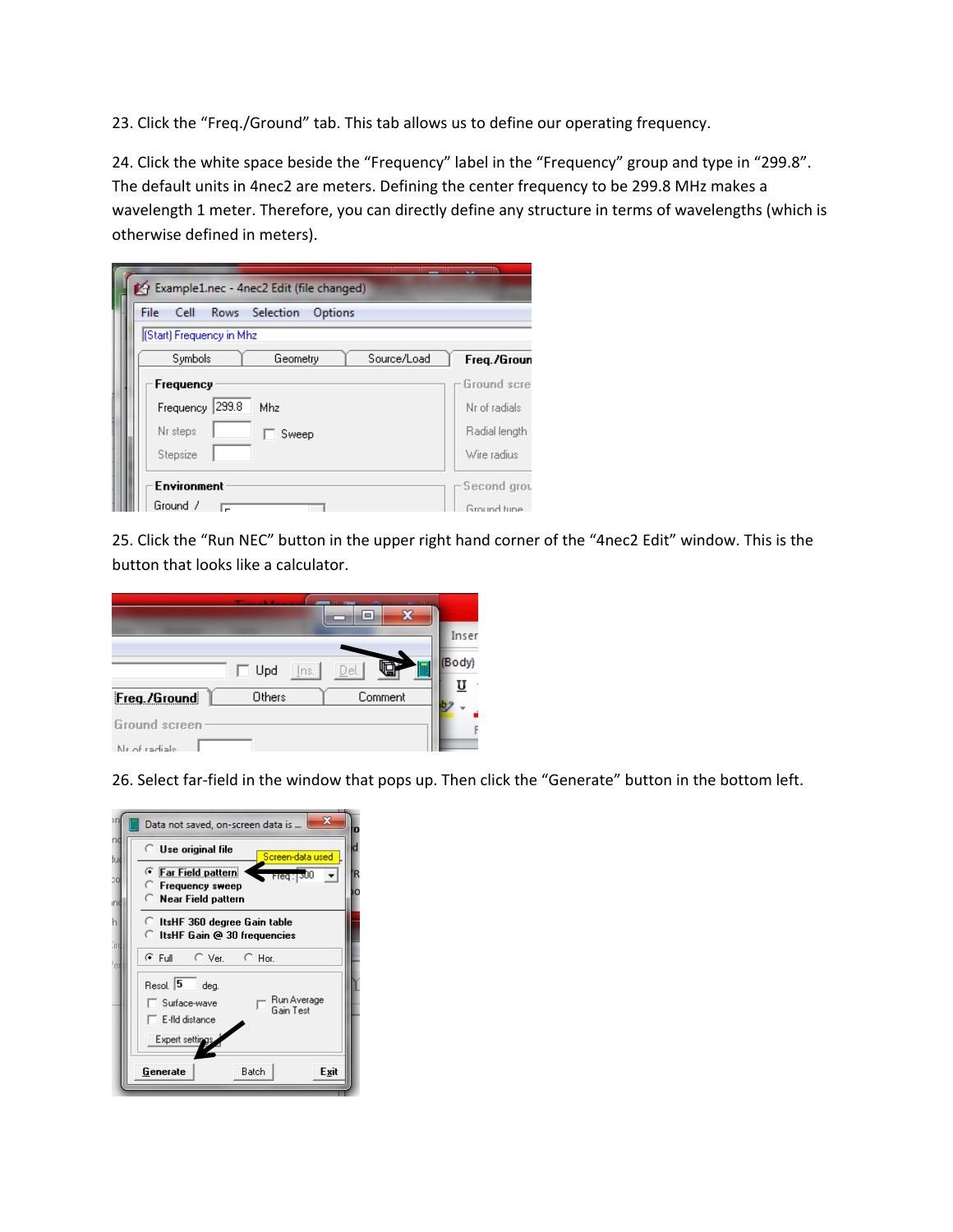23. Click the “Freq./Ground” tab. This tab allows us to define our operating frequency.

24. Click the white space beside the “Frequency” label in the “Frequency” group and type in “299.8”. The default units in 4nec2 are meters. Defining the center frequency to be 299.8 MHz makes a wavelength 1 meter. Therefore, you can directly define any structure in terms of wavelengths (which is otherwise defined in meters).

25. Click the “Run NEC” button in the upper right hand corner of the “4nec2 Edit” window. This is the button that looks like a calculator.

26. Select far-field in the window that pops up. Then click the “Generate” button in the bottom left.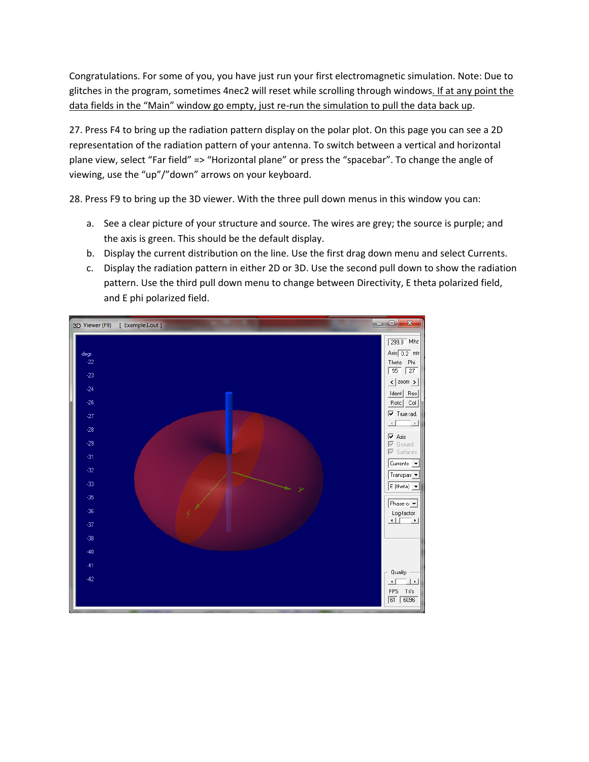Congratulations. For some of you, you have just run your first electromagnetic simulation. Note: Due to glitches in the program, sometimes 4nec2 will reset while scrolling through windows. If at any point the data fields in the "Main" window go empty, just re-run the simulation to pull the data back up.

27. Press F4 to bring up the radiation pattern display on the polar plot. On this page you can see a 2D representation of the radiation pattern of your antenna. To switch between a vertical and horizontal plane view, select "Far field" => "Horizontal plane" or press the "spacebar". To change the angle of viewing, use the "up"/"down" arrows on your keyboard.

28. Press F9 to bring up the 3D viewer. With the three pull down menus in this window you can:

a. See a clear picture of your structure and source. The wires are grey; the source is purple; and the axis is green. This should be the default display.
b. Display the current distribution on the line. Use the first drag down menu and select Currents.
c. Display the radiation pattern in either 2D or 3D. Use the second pull down to show the radiation pattern. Use the third pull down menu to change between Directivity, E theta polarized field, and E phi polarized field.

3D Viewer (F9) [ Example1.out ]

degr.
-22
-23
-24
-26
-27
-28
-29
-31
-32
-33
-35
-36
-37
-38
-40
-41
-42

299.8 Mhz
Axis 0.2 mtr
Theta Phi
55 27
< zoom >
Ident Res
Rotc Col
True rad.
Axis
Ground
Surfaces
Currents
Transpare
E (theta)
Phase-c
Log-factor
Quality
FPS Tri's
61 6096